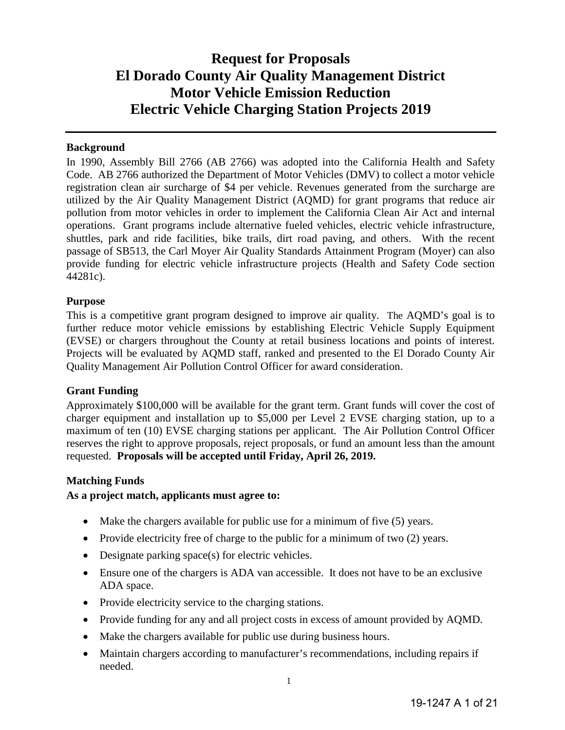# Request for Proposals
# El Dorado County Air Quality Management District
# Motor Vehicle Emission Reduction
# Electric Vehicle Charging Station Projects 2019

---

**Background**

In 1990, Assembly Bill 2766 (AB 2766) was adopted into the California Health and Safety Code. AB 2766 authorized the Department of Motor Vehicles (DMV) to collect a motor vehicle registration clean air surcharge of $4 per vehicle. Revenues generated from the surcharge are utilized by the Air Quality Management District (AQMD) for grant programs that reduce air pollution from motor vehicles in order to implement the California Clean Air Act and internal operations. Grant programs include alternative fueled vehicles, electric vehicle infrastructure, shuttles, park and ride facilities, bike trails, dirt road paving, and others. With the recent passage of SB513, the Carl Moyer Air Quality Standards Attainment Program (Moyer) can also provide funding for electric vehicle infrastructure projects (Health and Safety Code section 44281c).

**Purpose**

This is a competitive grant program designed to improve air quality. The AQMD's goal is to further reduce motor vehicle emissions by establishing Electric Vehicle Supply Equipment (EVSE) or chargers throughout the County at retail business locations and points of interest. Projects will be evaluated by AQMD staff, ranked and presented to the El Dorado County Air Quality Management Air Pollution Control Officer for award consideration.

**Grant Funding**

Approximately $100,000 will be available for the grant term. Grant funds will cover the cost of charger equipment and installation up to $5,000 per Level 2 EVSE charging station, up to a maximum of ten (10) EVSE charging stations per applicant. The Air Pollution Control Officer reserves the right to approve proposals, reject proposals, or fund an amount less than the amount requested. **Proposals will be accepted until Friday, April 26, 2019.**

**Matching Funds**

**As a project match, applicants must agree to:**

- Make the chargers available for public use for a minimum of five (5) years.
- Provide electricity free of charge to the public for a minimum of two (2) years.
- Designate parking space(s) for electric vehicles.
- Ensure one of the chargers is ADA van accessible. It does not have to be an exclusive ADA space.
- Provide electricity service to the charging stations.
- Provide funding for any and all project costs in excess of amount provided by AQMD.
- Make the chargers available for public use during business hours.
- Maintain chargers according to manufacturer's recommendations, including repairs if needed.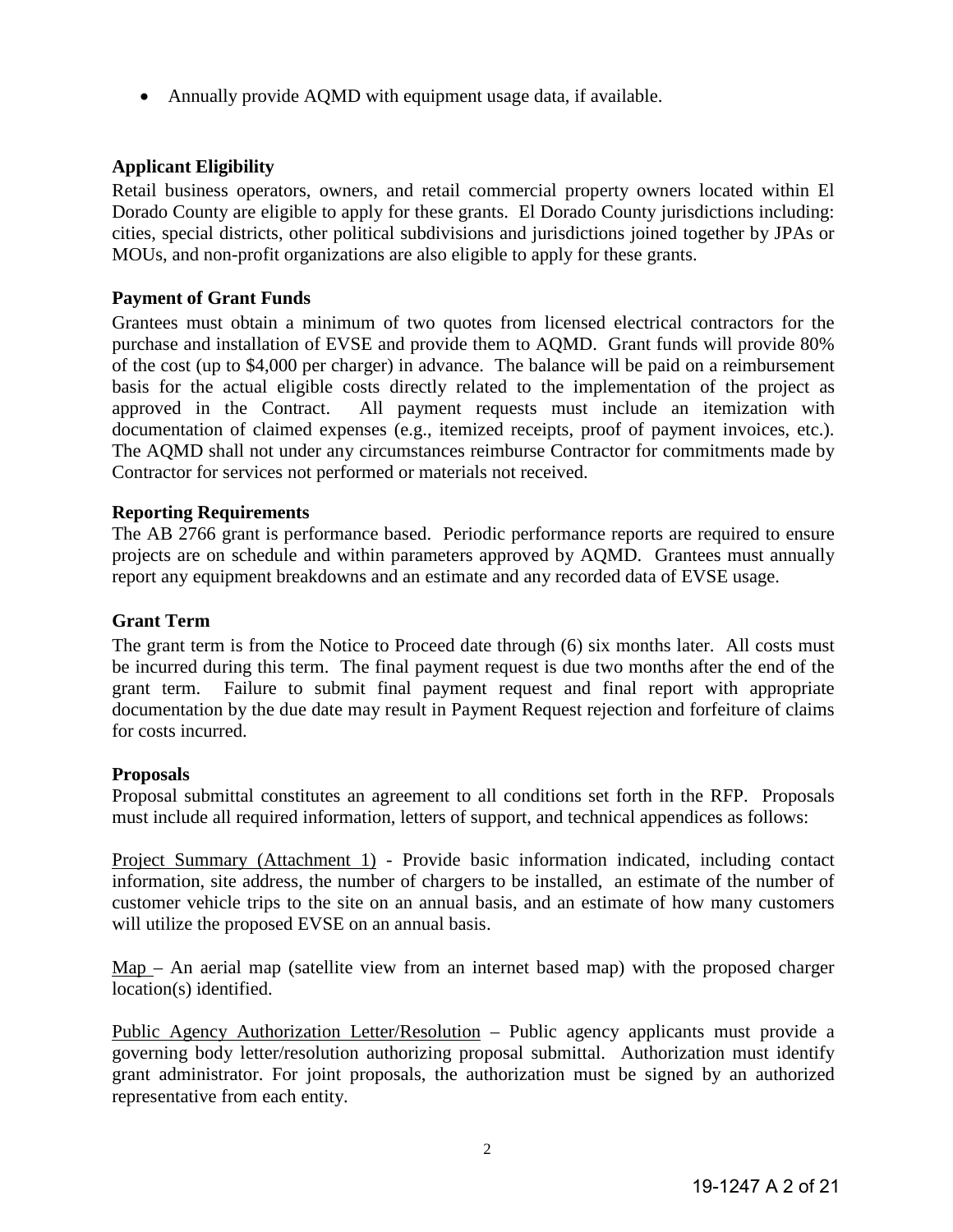- Annually provide AQMD with equipment usage data, if available.

**Applicant Eligibility**

Retail business operators, owners, and retail commercial property owners located within El Dorado County are eligible to apply for these grants. El Dorado County jurisdictions including: cities, special districts, other political subdivisions and jurisdictions joined together by JPAs or MOUs, and non-profit organizations are also eligible to apply for these grants.

**Payment of Grant Funds**

Grantees must obtain a minimum of two quotes from licensed electrical contractors for the purchase and installation of EVSE and provide them to AQMD. Grant funds will provide 80% of the cost (up to $4,000 per charger) in advance. The balance will be paid on a reimbursement basis for the actual eligible costs directly related to the implementation of the project as approved in the Contract. All payment requests must include an itemization with documentation of claimed expenses (e.g., itemized receipts, proof of payment invoices, etc.). The AQMD shall not under any circumstances reimburse Contractor for commitments made by Contractor for services not performed or materials not received.

**Reporting Requirements**

The AB 2766 grant is performance based. Periodic performance reports are required to ensure projects are on schedule and within parameters approved by AQMD. Grantees must annually report any equipment breakdowns and an estimate and any recorded data of EVSE usage.

**Grant Term**

The grant term is from the Notice to Proceed date through (6) six months later. All costs must be incurred during this term. The final payment request is due two months after the end of the grant term. Failure to submit final payment request and final report with appropriate documentation by the due date may result in Payment Request rejection and forfeiture of claims for costs incurred.

**Proposals**

Proposal submittal constitutes an agreement to all conditions set forth in the RFP. Proposals must include all required information, letters of support, and technical appendices as follows:

Project Summary (Attachment 1) - Provide basic information indicated, including contact information, site address, the number of chargers to be installed, an estimate of the number of customer vehicle trips to the site on an annual basis, and an estimate of how many customers will utilize the proposed EVSE on an annual basis.

Map – An aerial map (satellite view from an internet based map) with the proposed charger location(s) identified.

Public Agency Authorization Letter/Resolution – Public agency applicants must provide a governing body letter/resolution authorizing proposal submittal. Authorization must identify grant administrator. For joint proposals, the authorization must be signed by an authorized representative from each entity.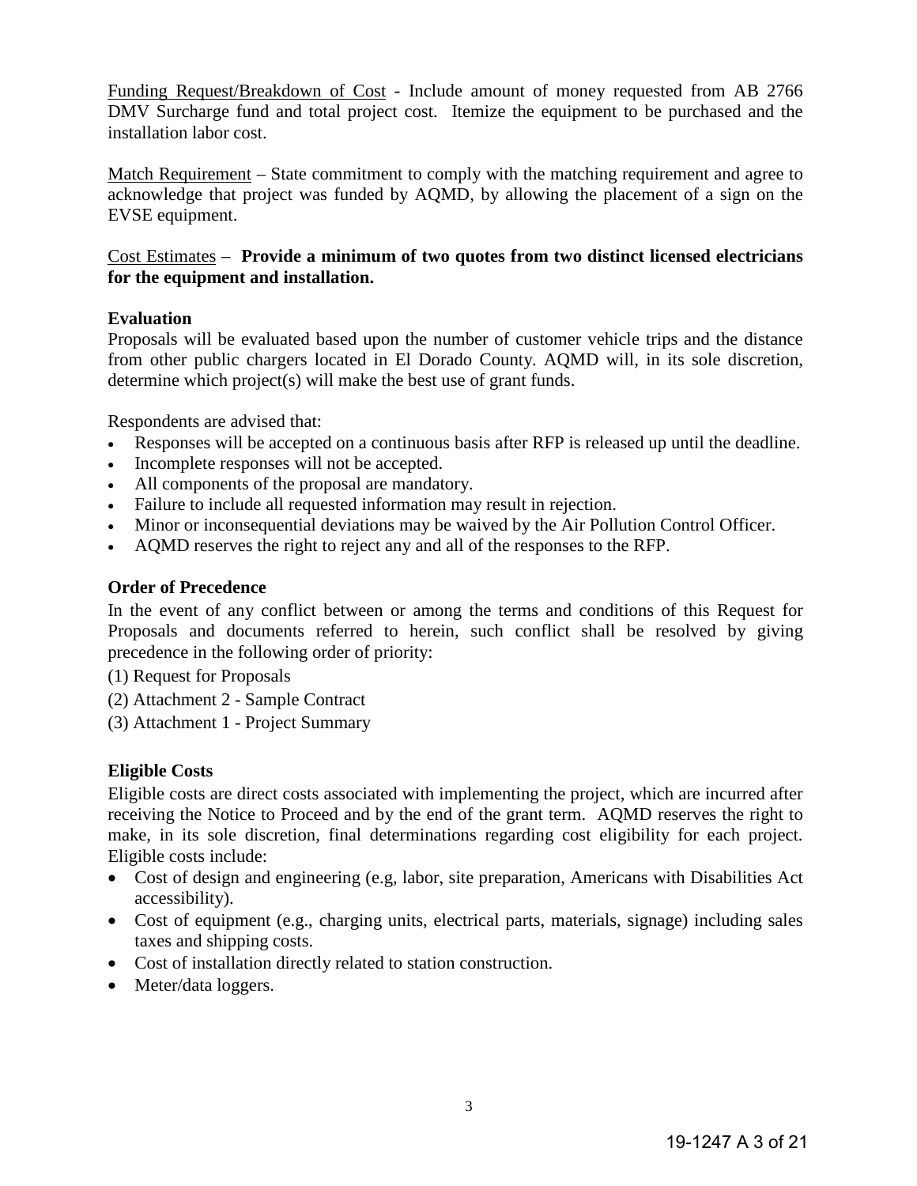Funding Request/Breakdown of Cost - Include amount of money requested from AB 2766 DMV Surcharge fund and total project cost. Itemize the equipment to be purchased and the installation labor cost.

Match Requirement – State commitment to comply with the matching requirement and agree to acknowledge that project was funded by AQMD, by allowing the placement of a sign on the EVSE equipment.

Cost Estimates – **Provide a minimum of two quotes from two distinct licensed electricians for the equipment and installation.**

**Evaluation**

Proposals will be evaluated based upon the number of customer vehicle trips and the distance from other public chargers located in El Dorado County. AQMD will, in its sole discretion, determine which project(s) will make the best use of grant funds.

Respondents are advised that:

- Responses will be accepted on a continuous basis after RFP is released up until the deadline.
- Incomplete responses will not be accepted.
- All components of the proposal are mandatory.
- Failure to include all requested information may result in rejection.
- Minor or inconsequential deviations may be waived by the Air Pollution Control Officer.
- AQMD reserves the right to reject any and all of the responses to the RFP.

**Order of Precedence**

In the event of any conflict between or among the terms and conditions of this Request for Proposals and documents referred to herein, such conflict shall be resolved by giving precedence in the following order of priority:

(1) Request for Proposals

(2) Attachment 2 - Sample Contract

(3) Attachment 1 - Project Summary

**Eligible Costs**

Eligible costs are direct costs associated with implementing the project, which are incurred after receiving the Notice to Proceed and by the end of the grant term. AQMD reserves the right to make, in its sole discretion, final determinations regarding cost eligibility for each project. Eligible costs include:

- Cost of design and engineering (e.g, labor, site preparation, Americans with Disabilities Act accessibility).
- Cost of equipment (e.g., charging units, electrical parts, materials, signage) including sales taxes and shipping costs.
- Cost of installation directly related to station construction.
- Meter/data loggers.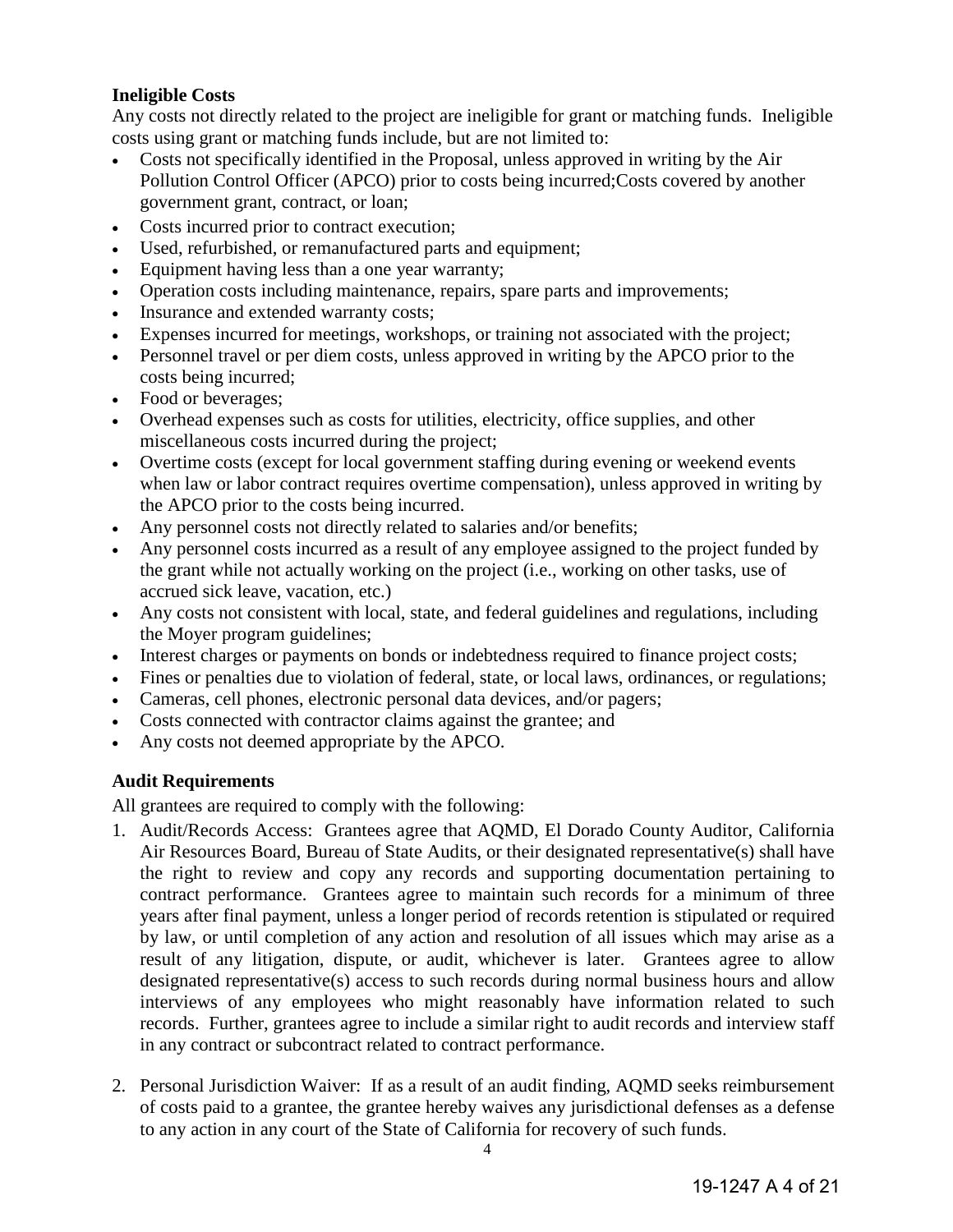**Ineligible Costs**

Any costs not directly related to the project are ineligible for grant or matching funds. Ineligible costs using grant or matching funds include, but are not limited to:

- Costs not specifically identified in the Proposal, unless approved in writing by the Air Pollution Control Officer (APCO) prior to costs being incurred;Costs covered by another government grant, contract, or loan;
- Costs incurred prior to contract execution;
- Used, refurbished, or remanufactured parts and equipment;
- Equipment having less than a one year warranty;
- Operation costs including maintenance, repairs, spare parts and improvements;
- Insurance and extended warranty costs;
- Expenses incurred for meetings, workshops, or training not associated with the project;
- Personnel travel or per diem costs, unless approved in writing by the APCO prior to the costs being incurred;
- Food or beverages;
- Overhead expenses such as costs for utilities, electricity, office supplies, and other miscellaneous costs incurred during the project;
- Overtime costs (except for local government staffing during evening or weekend events when law or labor contract requires overtime compensation), unless approved in writing by the APCO prior to the costs being incurred.
- Any personnel costs not directly related to salaries and/or benefits;
- Any personnel costs incurred as a result of any employee assigned to the project funded by the grant while not actually working on the project (i.e., working on other tasks, use of accrued sick leave, vacation, etc.)
- Any costs not consistent with local, state, and federal guidelines and regulations, including the Moyer program guidelines;
- Interest charges or payments on bonds or indebtedness required to finance project costs;
- Fines or penalties due to violation of federal, state, or local laws, ordinances, or regulations;
- Cameras, cell phones, electronic personal data devices, and/or pagers;
- Costs connected with contractor claims against the grantee; and
- Any costs not deemed appropriate by the APCO.

**Audit Requirements**

All grantees are required to comply with the following:

1. Audit/Records Access: Grantees agree that AQMD, El Dorado County Auditor, California Air Resources Board, Bureau of State Audits, or their designated representative(s) shall have the right to review and copy any records and supporting documentation pertaining to contract performance. Grantees agree to maintain such records for a minimum of three years after final payment, unless a longer period of records retention is stipulated or required by law, or until completion of any action and resolution of all issues which may arise as a result of any litigation, dispute, or audit, whichever is later. Grantees agree to allow designated representative(s) access to such records during normal business hours and allow interviews of any employees who might reasonably have information related to such records. Further, grantees agree to include a similar right to audit records and interview staff in any contract or subcontract related to contract performance.

2. Personal Jurisdiction Waiver: If as a result of an audit finding, AQMD seeks reimbursement of costs paid to a grantee, the grantee hereby waives any jurisdictional defenses as a defense to any action in any court of the State of California for recovery of such funds.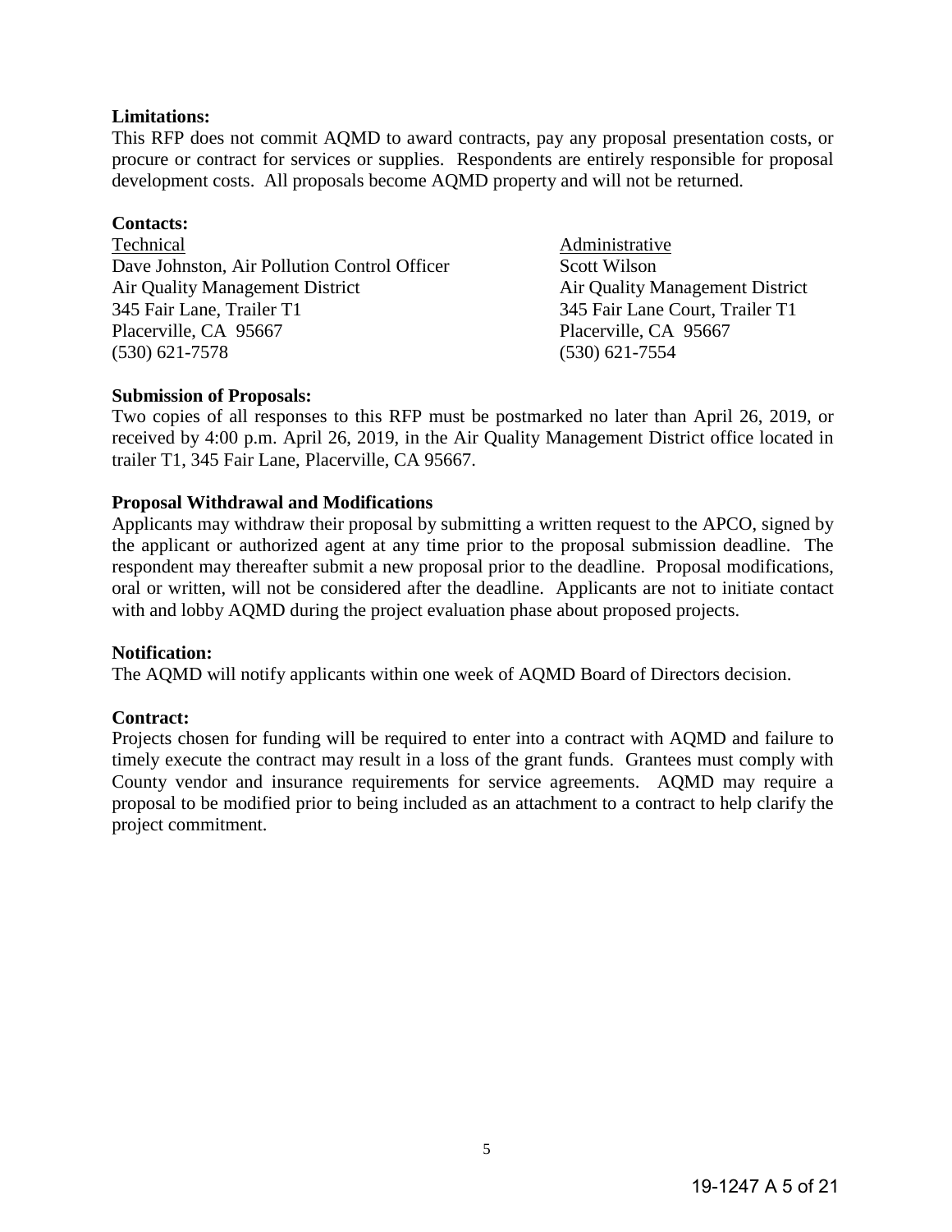**Limitations:**
This RFP does not commit AQMD to award contracts, pay any proposal presentation costs, or procure or contract for services or supplies. Respondents are entirely responsible for proposal development costs. All proposals become AQMD property and will not be returned.

**Contacts:**

| Technical | Administrative |
|---|---|
| Dave Johnston, Air Pollution Control Officer | Scott Wilson |
| Air Quality Management District | Air Quality Management District |
| 345 Fair Lane, Trailer T1 | 345 Fair Lane Court, Trailer T1 |
| Placerville, CA 95667 | Placerville, CA 95667 |
| (530) 621-7578 | (530) 621-7554 |

**Submission of Proposals:**
Two copies of all responses to this RFP must be postmarked no later than April 26, 2019, or received by 4:00 p.m. April 26, 2019, in the Air Quality Management District office located in trailer T1, 345 Fair Lane, Placerville, CA 95667.

**Proposal Withdrawal and Modifications**
Applicants may withdraw their proposal by submitting a written request to the APCO, signed by the applicant or authorized agent at any time prior to the proposal submission deadline. The respondent may thereafter submit a new proposal prior to the deadline. Proposal modifications, oral or written, will not be considered after the deadline. Applicants are not to initiate contact with and lobby AQMD during the project evaluation phase about proposed projects.

**Notification:**
The AQMD will notify applicants within one week of AQMD Board of Directors decision.

**Contract:**
Projects chosen for funding will be required to enter into a contract with AQMD and failure to timely execute the contract may result in a loss of the grant funds. Grantees must comply with County vendor and insurance requirements for service agreements. AQMD may require a proposal to be modified prior to being included as an attachment to a contract to help clarify the project commitment.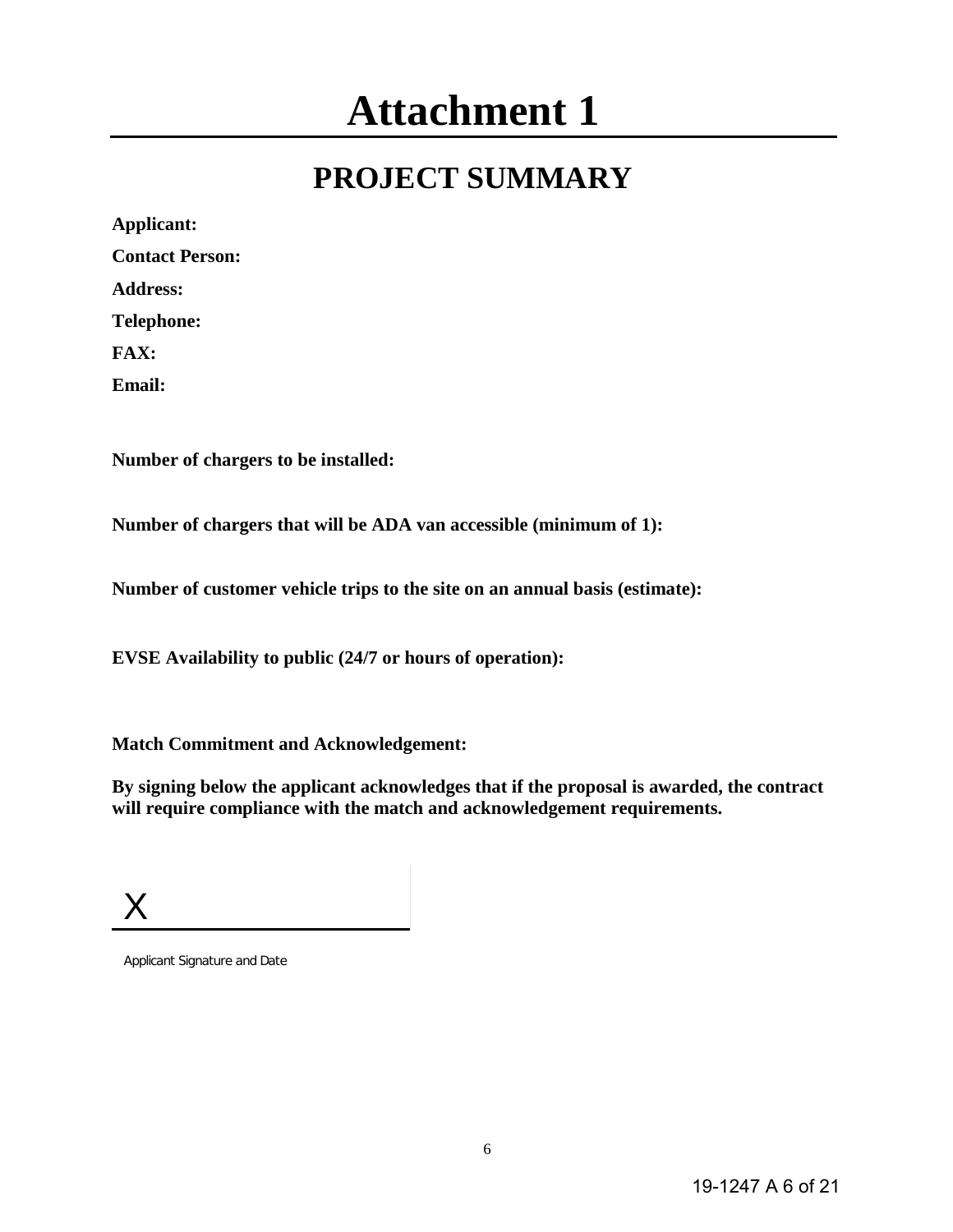# Attachment 1

## PROJECT SUMMARY

**Applicant:**

**Contact Person:**

**Address:**

**Telephone:**

**FAX:**

**Email:**

**Number of chargers to be installed:**

**Number of chargers that will be ADA van accessible (minimum of 1):**

**Number of customer vehicle trips to the site on an annual basis (estimate):**

**EVSE Availability to public (24/7 or hours of operation):**

**Match Commitment and Acknowledgement:**

**By signing below the applicant acknowledges that if the proposal is awarded, the contract will require compliance with the match and acknowledgement requirements.**

X ______________________

Applicant Signature and Date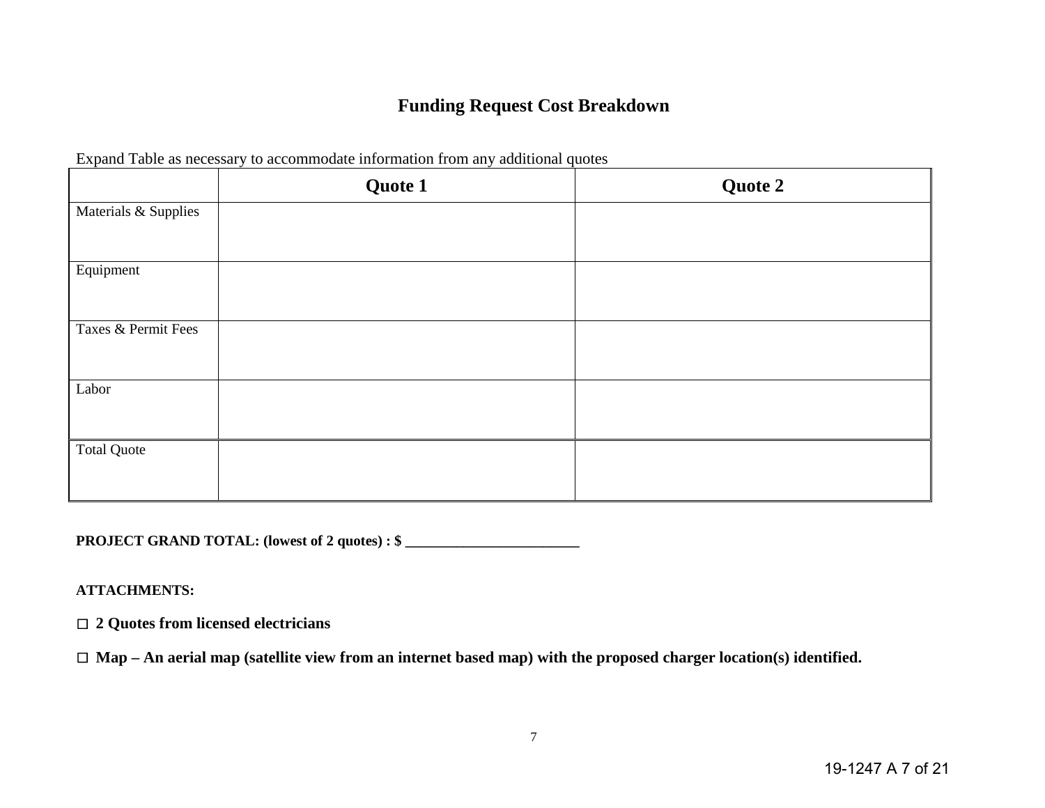# Funding Request Cost Breakdown

Expand Table as necessary to accommodate information from any additional quotes

| | Quote 1 | Quote 2 |
|---|---|---|
| Materials & Supplies | | |
| Equipment | | |
| Taxes & Permit Fees | | |
| Labor | | |
| Total Quote | | |

**PROJECT GRAND TOTAL: (lowest of 2 quotes) : $ ________________________**

**ATTACHMENTS:**

☐ **2 Quotes from licensed electricians**

☐ **Map – An aerial map (satellite view from an internet based map) with the proposed charger location(s) identified.**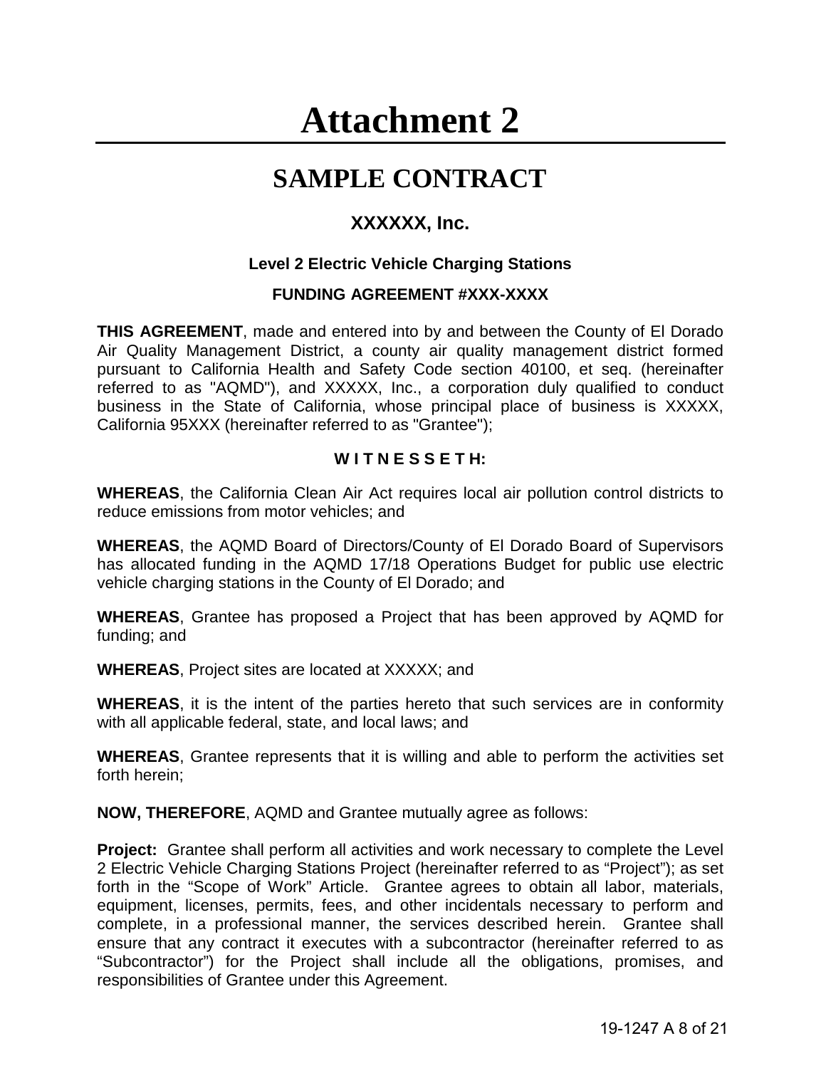# Attachment 2

## SAMPLE CONTRACT

### XXXXXX, Inc.

**Level 2 Electric Vehicle Charging Stations**

**FUNDING AGREEMENT #XXX-XXXX**

**THIS AGREEMENT**, made and entered into by and between the County of El Dorado Air Quality Management District, a county air quality management district formed pursuant to California Health and Safety Code section 40100, et seq. (hereinafter referred to as "AQMD"), and XXXXX, Inc., a corporation duly qualified to conduct business in the State of California, whose principal place of business is XXXXX, California 95XXX (hereinafter referred to as "Grantee");

**W I T N E S S E T H:**

**WHEREAS**, the California Clean Air Act requires local air pollution control districts to reduce emissions from motor vehicles; and

**WHEREAS**, the AQMD Board of Directors/County of El Dorado Board of Supervisors has allocated funding in the AQMD 17/18 Operations Budget for public use electric vehicle charging stations in the County of El Dorado; and

**WHEREAS**, Grantee has proposed a Project that has been approved by AQMD for funding; and

**WHEREAS**, Project sites are located at XXXXX; and

**WHEREAS**, it is the intent of the parties hereto that such services are in conformity with all applicable federal, state, and local laws; and

**WHEREAS**, Grantee represents that it is willing and able to perform the activities set forth herein;

**NOW, THEREFORE**, AQMD and Grantee mutually agree as follows:

**Project:** Grantee shall perform all activities and work necessary to complete the Level 2 Electric Vehicle Charging Stations Project (hereinafter referred to as "Project"); as set forth in the "Scope of Work" Article. Grantee agrees to obtain all labor, materials, equipment, licenses, permits, fees, and other incidentals necessary to perform and complete, in a professional manner, the services described herein. Grantee shall ensure that any contract it executes with a subcontractor (hereinafter referred to as "Subcontractor") for the Project shall include all the obligations, promises, and responsibilities of Grantee under this Agreement.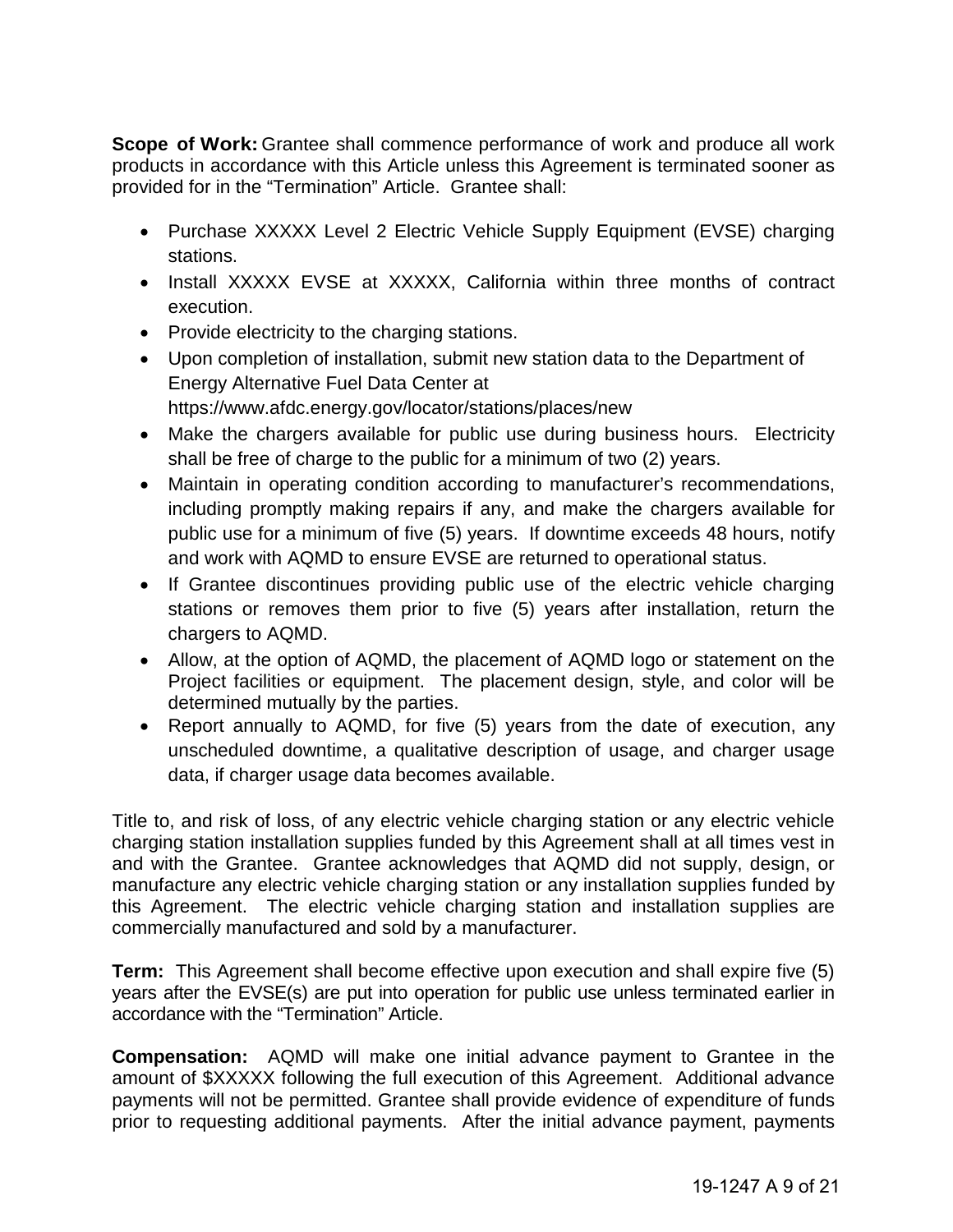**Scope of Work:** Grantee shall commence performance of work and produce all work products in accordance with this Article unless this Agreement is terminated sooner as provided for in the “Termination” Article. Grantee shall:

- Purchase XXXXX Level 2 Electric Vehicle Supply Equipment (EVSE) charging stations.
- Install XXXXX EVSE at XXXXX, California within three months of contract execution.
- Provide electricity to the charging stations.
- Upon completion of installation, submit new station data to the Department of Energy Alternative Fuel Data Center at https://www.afdc.energy.gov/locator/stations/places/new
- Make the chargers available for public use during business hours. Electricity shall be free of charge to the public for a minimum of two (2) years.
- Maintain in operating condition according to manufacturer’s recommendations, including promptly making repairs if any, and make the chargers available for public use for a minimum of five (5) years. If downtime exceeds 48 hours, notify and work with AQMD to ensure EVSE are returned to operational status.
- If Grantee discontinues providing public use of the electric vehicle charging stations or removes them prior to five (5) years after installation, return the chargers to AQMD.
- Allow, at the option of AQMD, the placement of AQMD logo or statement on the Project facilities or equipment. The placement design, style, and color will be determined mutually by the parties.
- Report annually to AQMD, for five (5) years from the date of execution, any unscheduled downtime, a qualitative description of usage, and charger usage data, if charger usage data becomes available.

Title to, and risk of loss, of any electric vehicle charging station or any electric vehicle charging station installation supplies funded by this Agreement shall at all times vest in and with the Grantee. Grantee acknowledges that AQMD did not supply, design, or manufacture any electric vehicle charging station or any installation supplies funded by this Agreement. The electric vehicle charging station and installation supplies are commercially manufactured and sold by a manufacturer.

**Term:** This Agreement shall become effective upon execution and shall expire five (5) years after the EVSE(s) are put into operation for public use unless terminated earlier in accordance with the “Termination” Article.

**Compensation:** AQMD will make one initial advance payment to Grantee in the amount of $XXXXX following the full execution of this Agreement. Additional advance payments will not be permitted. Grantee shall provide evidence of expenditure of funds prior to requesting additional payments. After the initial advance payment, payments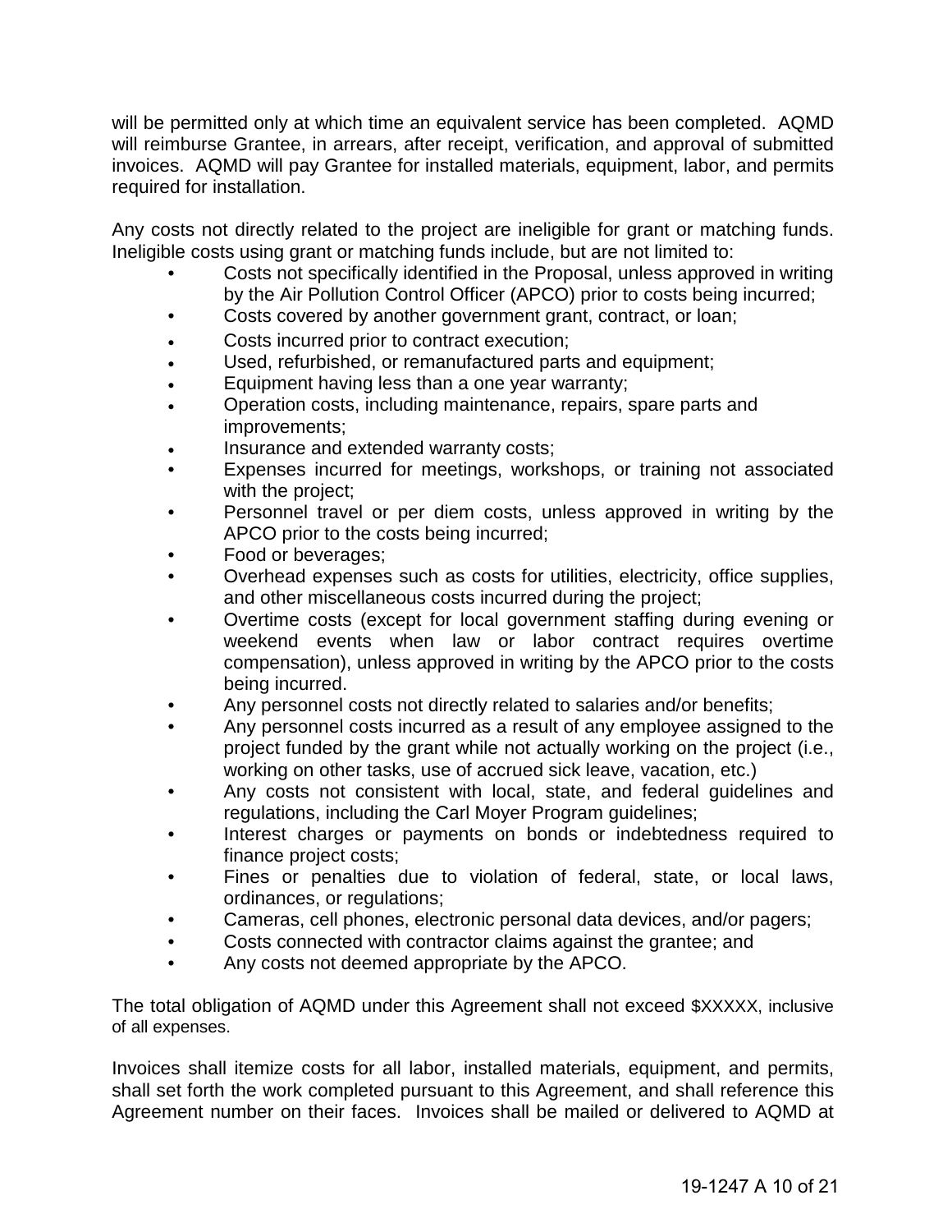will be permitted only at which time an equivalent service has been completed. AQMD will reimburse Grantee, in arrears, after receipt, verification, and approval of submitted invoices. AQMD will pay Grantee for installed materials, equipment, labor, and permits required for installation.

Any costs not directly related to the project are ineligible for grant or matching funds. Ineligible costs using grant or matching funds include, but are not limited to:

- Costs not specifically identified in the Proposal, unless approved in writing by the Air Pollution Control Officer (APCO) prior to costs being incurred;
- Costs covered by another government grant, contract, or loan;
- Costs incurred prior to contract execution;
- Used, refurbished, or remanufactured parts and equipment;
- Equipment having less than a one year warranty;
- Operation costs, including maintenance, repairs, spare parts and improvements;
- Insurance and extended warranty costs;
- Expenses incurred for meetings, workshops, or training not associated with the project;
- Personnel travel or per diem costs, unless approved in writing by the APCO prior to the costs being incurred;
- Food or beverages;
- Overhead expenses such as costs for utilities, electricity, office supplies, and other miscellaneous costs incurred during the project;
- Overtime costs (except for local government staffing during evening or weekend events when law or labor contract requires overtime compensation), unless approved in writing by the APCO prior to the costs being incurred.
- Any personnel costs not directly related to salaries and/or benefits;
- Any personnel costs incurred as a result of any employee assigned to the project funded by the grant while not actually working on the project (i.e., working on other tasks, use of accrued sick leave, vacation, etc.)
- Any costs not consistent with local, state, and federal guidelines and regulations, including the Carl Moyer Program guidelines;
- Interest charges or payments on bonds or indebtedness required to finance project costs;
- Fines or penalties due to violation of federal, state, or local laws, ordinances, or regulations;
- Cameras, cell phones, electronic personal data devices, and/or pagers;
- Costs connected with contractor claims against the grantee; and
- Any costs not deemed appropriate by the APCO.

The total obligation of AQMD under this Agreement shall not exceed $XXXXX, inclusive of all expenses.

Invoices shall itemize costs for all labor, installed materials, equipment, and permits, shall set forth the work completed pursuant to this Agreement, and shall reference this Agreement number on their faces. Invoices shall be mailed or delivered to AQMD at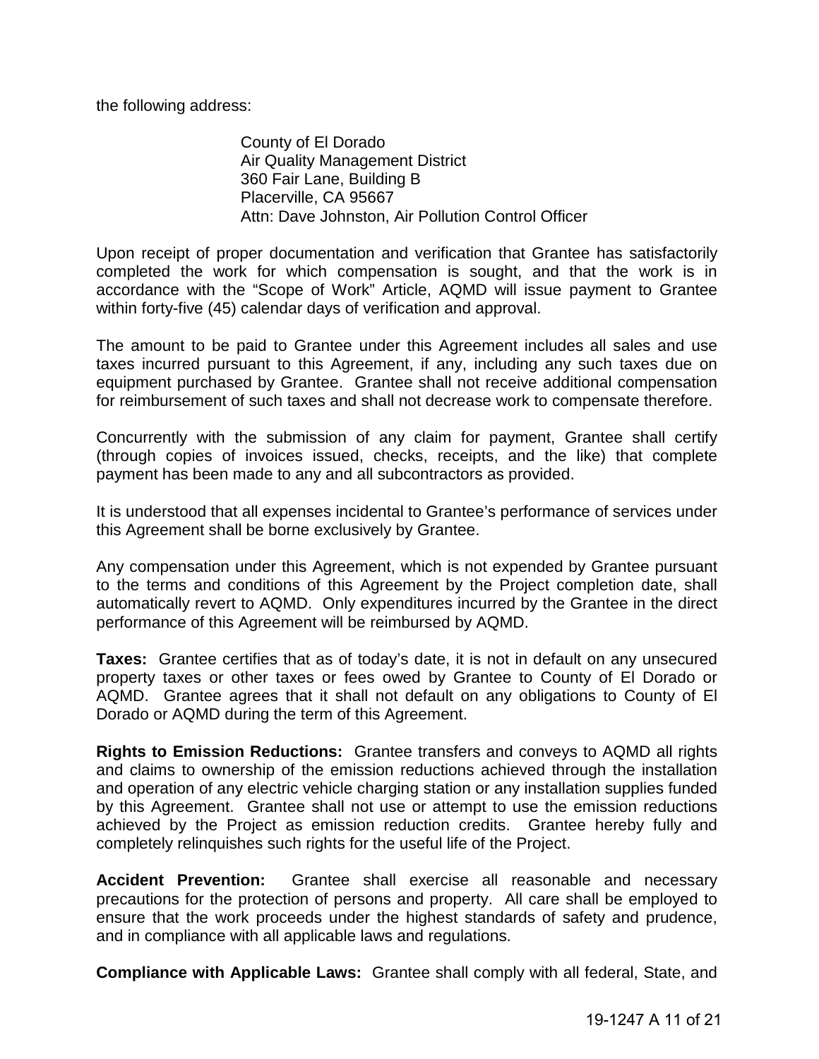the following address:

County of El Dorado
Air Quality Management District
360 Fair Lane, Building B
Placerville, CA 95667
Attn: Dave Johnston, Air Pollution Control Officer

Upon receipt of proper documentation and verification that Grantee has satisfactorily completed the work for which compensation is sought, and that the work is in accordance with the "Scope of Work" Article, AQMD will issue payment to Grantee within forty-five (45) calendar days of verification and approval.

The amount to be paid to Grantee under this Agreement includes all sales and use taxes incurred pursuant to this Agreement, if any, including any such taxes due on equipment purchased by Grantee. Grantee shall not receive additional compensation for reimbursement of such taxes and shall not decrease work to compensate therefore.

Concurrently with the submission of any claim for payment, Grantee shall certify (through copies of invoices issued, checks, receipts, and the like) that complete payment has been made to any and all subcontractors as provided.

It is understood that all expenses incidental to Grantee's performance of services under this Agreement shall be borne exclusively by Grantee.

Any compensation under this Agreement, which is not expended by Grantee pursuant to the terms and conditions of this Agreement by the Project completion date, shall automatically revert to AQMD. Only expenditures incurred by the Grantee in the direct performance of this Agreement will be reimbursed by AQMD.

**Taxes:** Grantee certifies that as of today's date, it is not in default on any unsecured property taxes or other taxes or fees owed by Grantee to County of El Dorado or AQMD. Grantee agrees that it shall not default on any obligations to County of El Dorado or AQMD during the term of this Agreement.

**Rights to Emission Reductions:** Grantee transfers and conveys to AQMD all rights and claims to ownership of the emission reductions achieved through the installation and operation of any electric vehicle charging station or any installation supplies funded by this Agreement. Grantee shall not use or attempt to use the emission reductions achieved by the Project as emission reduction credits. Grantee hereby fully and completely relinquishes such rights for the useful life of the Project.

**Accident Prevention:** Grantee shall exercise all reasonable and necessary precautions for the protection of persons and property. All care shall be employed to ensure that the work proceeds under the highest standards of safety and prudence, and in compliance with all applicable laws and regulations.

**Compliance with Applicable Laws:** Grantee shall comply with all federal, State, and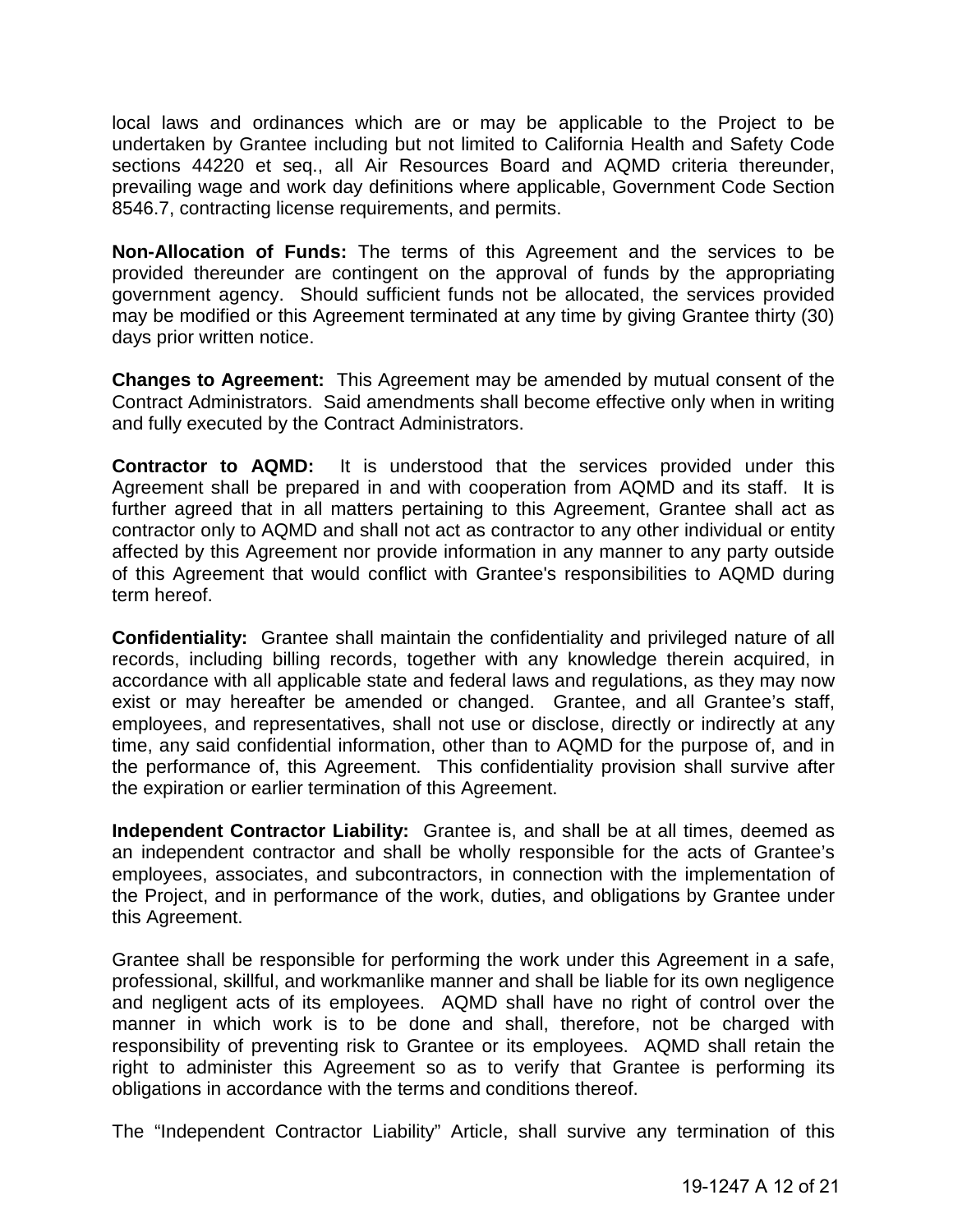local laws and ordinances which are or may be applicable to the Project to be undertaken by Grantee including but not limited to California Health and Safety Code sections 44220 et seq., all Air Resources Board and AQMD criteria thereunder, prevailing wage and work day definitions where applicable, Government Code Section 8546.7, contracting license requirements, and permits.

**Non-Allocation of Funds:** The terms of this Agreement and the services to be provided thereunder are contingent on the approval of funds by the appropriating government agency. Should sufficient funds not be allocated, the services provided may be modified or this Agreement terminated at any time by giving Grantee thirty (30) days prior written notice.

**Changes to Agreement:** This Agreement may be amended by mutual consent of the Contract Administrators. Said amendments shall become effective only when in writing and fully executed by the Contract Administrators.

**Contractor to AQMD:** It is understood that the services provided under this Agreement shall be prepared in and with cooperation from AQMD and its staff. It is further agreed that in all matters pertaining to this Agreement, Grantee shall act as contractor only to AQMD and shall not act as contractor to any other individual or entity affected by this Agreement nor provide information in any manner to any party outside of this Agreement that would conflict with Grantee's responsibilities to AQMD during term hereof.

**Confidentiality:** Grantee shall maintain the confidentiality and privileged nature of all records, including billing records, together with any knowledge therein acquired, in accordance with all applicable state and federal laws and regulations, as they may now exist or may hereafter be amended or changed. Grantee, and all Grantee's staff, employees, and representatives, shall not use or disclose, directly or indirectly at any time, any said confidential information, other than to AQMD for the purpose of, and in the performance of, this Agreement. This confidentiality provision shall survive after the expiration or earlier termination of this Agreement.

**Independent Contractor Liability:** Grantee is, and shall be at all times, deemed as an independent contractor and shall be wholly responsible for the acts of Grantee's employees, associates, and subcontractors, in connection with the implementation of the Project, and in performance of the work, duties, and obligations by Grantee under this Agreement.

Grantee shall be responsible for performing the work under this Agreement in a safe, professional, skillful, and workmanlike manner and shall be liable for its own negligence and negligent acts of its employees. AQMD shall have no right of control over the manner in which work is to be done and shall, therefore, not be charged with responsibility of preventing risk to Grantee or its employees. AQMD shall retain the right to administer this Agreement so as to verify that Grantee is performing its obligations in accordance with the terms and conditions thereof.

The "Independent Contractor Liability" Article, shall survive any termination of this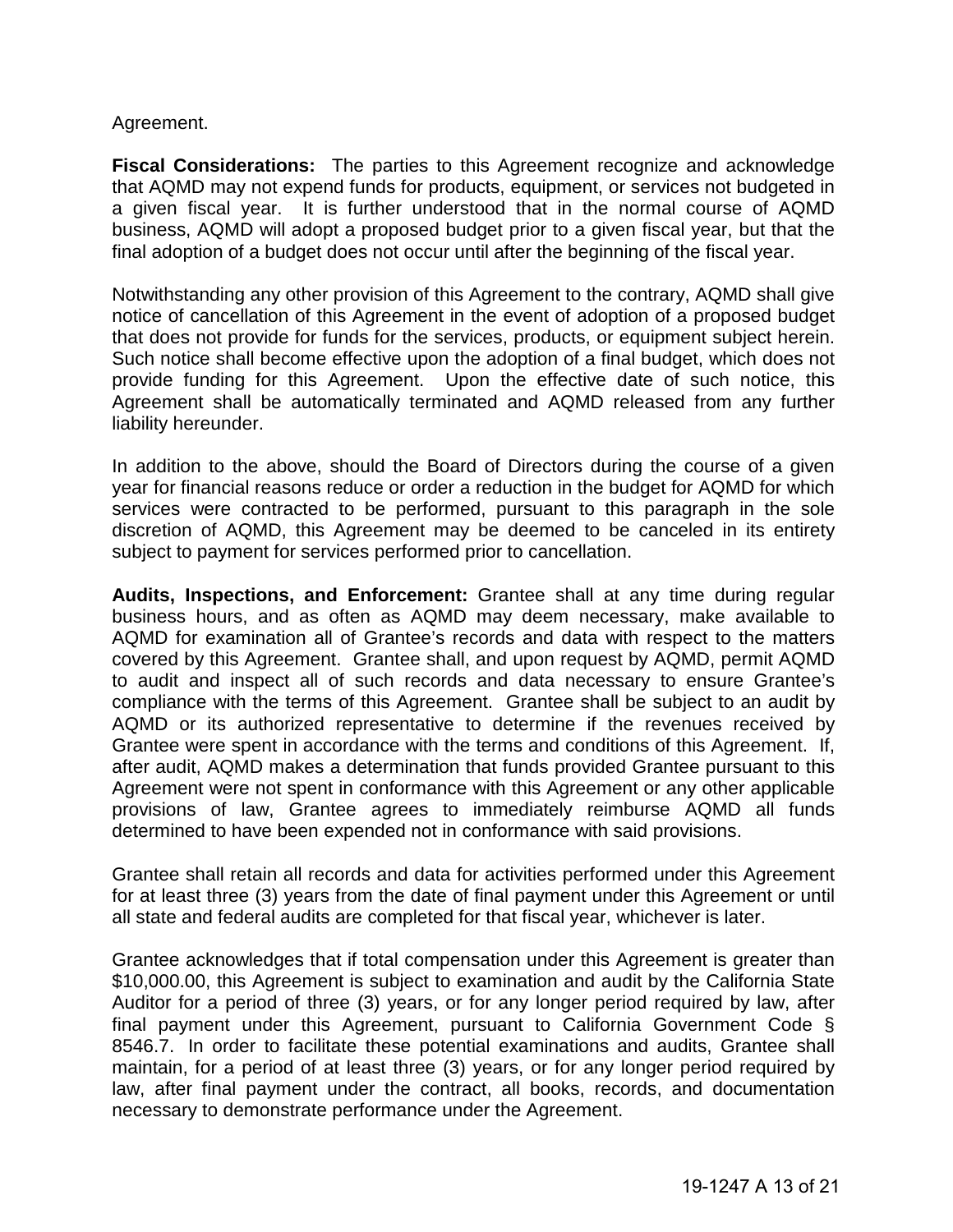Agreement.

**Fiscal Considerations:** The parties to this Agreement recognize and acknowledge that AQMD may not expend funds for products, equipment, or services not budgeted in a given fiscal year. It is further understood that in the normal course of AQMD business, AQMD will adopt a proposed budget prior to a given fiscal year, but that the final adoption of a budget does not occur until after the beginning of the fiscal year.

Notwithstanding any other provision of this Agreement to the contrary, AQMD shall give notice of cancellation of this Agreement in the event of adoption of a proposed budget that does not provide for funds for the services, products, or equipment subject herein. Such notice shall become effective upon the adoption of a final budget, which does not provide funding for this Agreement. Upon the effective date of such notice, this Agreement shall be automatically terminated and AQMD released from any further liability hereunder.

In addition to the above, should the Board of Directors during the course of a given year for financial reasons reduce or order a reduction in the budget for AQMD for which services were contracted to be performed, pursuant to this paragraph in the sole discretion of AQMD, this Agreement may be deemed to be canceled in its entirety subject to payment for services performed prior to cancellation.

**Audits, Inspections, and Enforcement:** Grantee shall at any time during regular business hours, and as often as AQMD may deem necessary, make available to AQMD for examination all of Grantee's records and data with respect to the matters covered by this Agreement. Grantee shall, and upon request by AQMD, permit AQMD to audit and inspect all of such records and data necessary to ensure Grantee's compliance with the terms of this Agreement. Grantee shall be subject to an audit by AQMD or its authorized representative to determine if the revenues received by Grantee were spent in accordance with the terms and conditions of this Agreement. If, after audit, AQMD makes a determination that funds provided Grantee pursuant to this Agreement were not spent in conformance with this Agreement or any other applicable provisions of law, Grantee agrees to immediately reimburse AQMD all funds determined to have been expended not in conformance with said provisions.

Grantee shall retain all records and data for activities performed under this Agreement for at least three (3) years from the date of final payment under this Agreement or until all state and federal audits are completed for that fiscal year, whichever is later.

Grantee acknowledges that if total compensation under this Agreement is greater than $10,000.00, this Agreement is subject to examination and audit by the California State Auditor for a period of three (3) years, or for any longer period required by law, after final payment under this Agreement, pursuant to California Government Code § 8546.7. In order to facilitate these potential examinations and audits, Grantee shall maintain, for a period of at least three (3) years, or for any longer period required by law, after final payment under the contract, all books, records, and documentation necessary to demonstrate performance under the Agreement.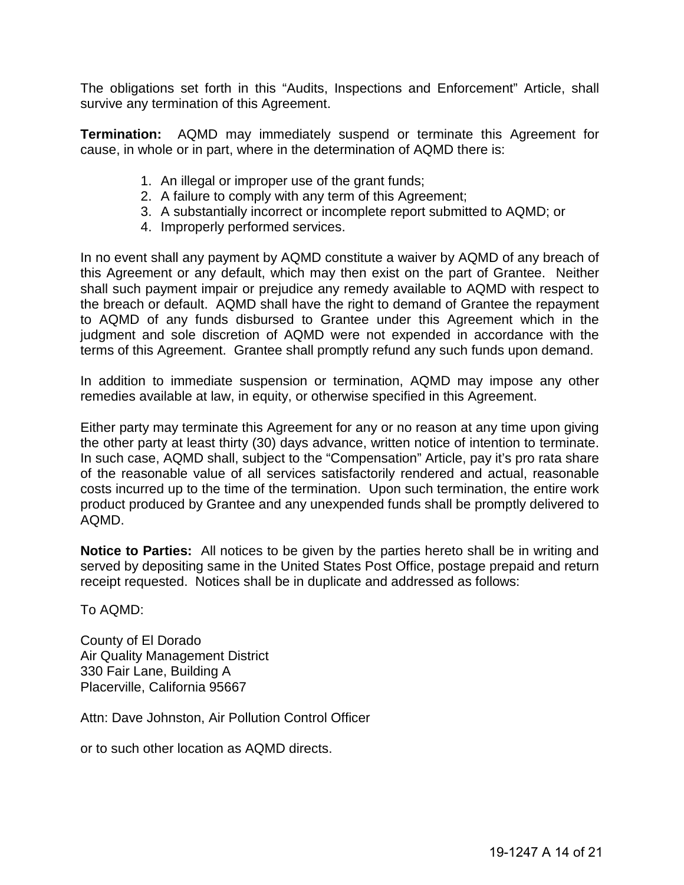The obligations set forth in this “Audits, Inspections and Enforcement” Article, shall survive any termination of this Agreement.

**Termination:** AQMD may immediately suspend or terminate this Agreement for cause, in whole or in part, where in the determination of AQMD there is:

1. An illegal or improper use of the grant funds;
2. A failure to comply with any term of this Agreement;
3. A substantially incorrect or incomplete report submitted to AQMD; or
4. Improperly performed services.

In no event shall any payment by AQMD constitute a waiver by AQMD of any breach of this Agreement or any default, which may then exist on the part of Grantee. Neither shall such payment impair or prejudice any remedy available to AQMD with respect to the breach or default. AQMD shall have the right to demand of Grantee the repayment to AQMD of any funds disbursed to Grantee under this Agreement which in the judgment and sole discretion of AQMD were not expended in accordance with the terms of this Agreement. Grantee shall promptly refund any such funds upon demand.

In addition to immediate suspension or termination, AQMD may impose any other remedies available at law, in equity, or otherwise specified in this Agreement.

Either party may terminate this Agreement for any or no reason at any time upon giving the other party at least thirty (30) days advance, written notice of intention to terminate. In such case, AQMD shall, subject to the “Compensation” Article, pay it’s pro rata share of the reasonable value of all services satisfactorily rendered and actual, reasonable costs incurred up to the time of the termination. Upon such termination, the entire work product produced by Grantee and any unexpended funds shall be promptly delivered to AQMD.

**Notice to Parties:** All notices to be given by the parties hereto shall be in writing and served by depositing same in the United States Post Office, postage prepaid and return receipt requested. Notices shall be in duplicate and addressed as follows:

To AQMD:

County of El Dorado
Air Quality Management District
330 Fair Lane, Building A
Placerville, California 95667

Attn: Dave Johnston, Air Pollution Control Officer

or to such other location as AQMD directs.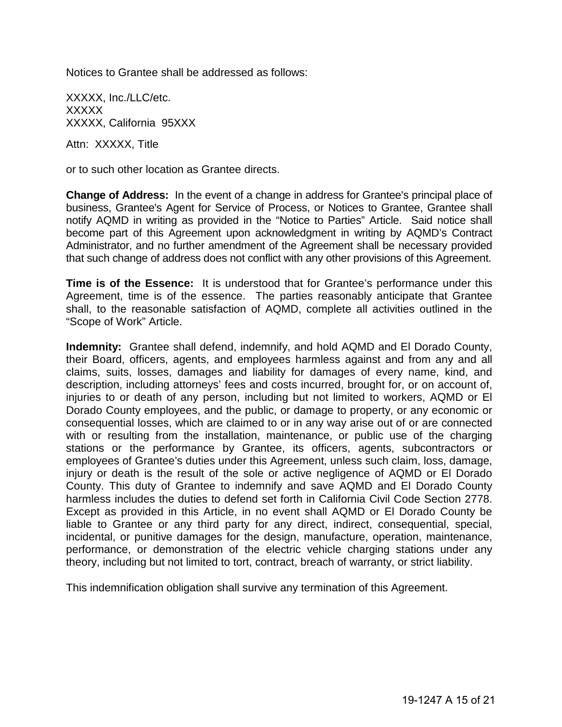Notices to Grantee shall be addressed as follows:

XXXXX, Inc./LLC/etc.
XXXXX
XXXXX, California 95XXX

Attn: XXXXX, Title

or to such other location as Grantee directs.

**Change of Address:** In the event of a change in address for Grantee's principal place of business, Grantee's Agent for Service of Process, or Notices to Grantee, Grantee shall notify AQMD in writing as provided in the "Notice to Parties" Article. Said notice shall become part of this Agreement upon acknowledgment in writing by AQMD's Contract Administrator, and no further amendment of the Agreement shall be necessary provided that such change of address does not conflict with any other provisions of this Agreement.

**Time is of the Essence:** It is understood that for Grantee's performance under this Agreement, time is of the essence. The parties reasonably anticipate that Grantee shall, to the reasonable satisfaction of AQMD, complete all activities outlined in the "Scope of Work" Article.

**Indemnity:** Grantee shall defend, indemnify, and hold AQMD and El Dorado County, their Board, officers, agents, and employees harmless against and from any and all claims, suits, losses, damages and liability for damages of every name, kind, and description, including attorneys' fees and costs incurred, brought for, or on account of, injuries to or death of any person, including but not limited to workers, AQMD or El Dorado County employees, and the public, or damage to property, or any economic or consequential losses, which are claimed to or in any way arise out of or are connected with or resulting from the installation, maintenance, or public use of the charging stations or the performance by Grantee, its officers, agents, subcontractors or employees of Grantee's duties under this Agreement, unless such claim, loss, damage, injury or death is the result of the sole or active negligence of AQMD or El Dorado County. This duty of Grantee to indemnify and save AQMD and El Dorado County harmless includes the duties to defend set forth in California Civil Code Section 2778. Except as provided in this Article, in no event shall AQMD or El Dorado County be liable to Grantee or any third party for any direct, indirect, consequential, special, incidental, or punitive damages for the design, manufacture, operation, maintenance, performance, or demonstration of the electric vehicle charging stations under any theory, including but not limited to tort, contract, breach of warranty, or strict liability.

This indemnification obligation shall survive any termination of this Agreement.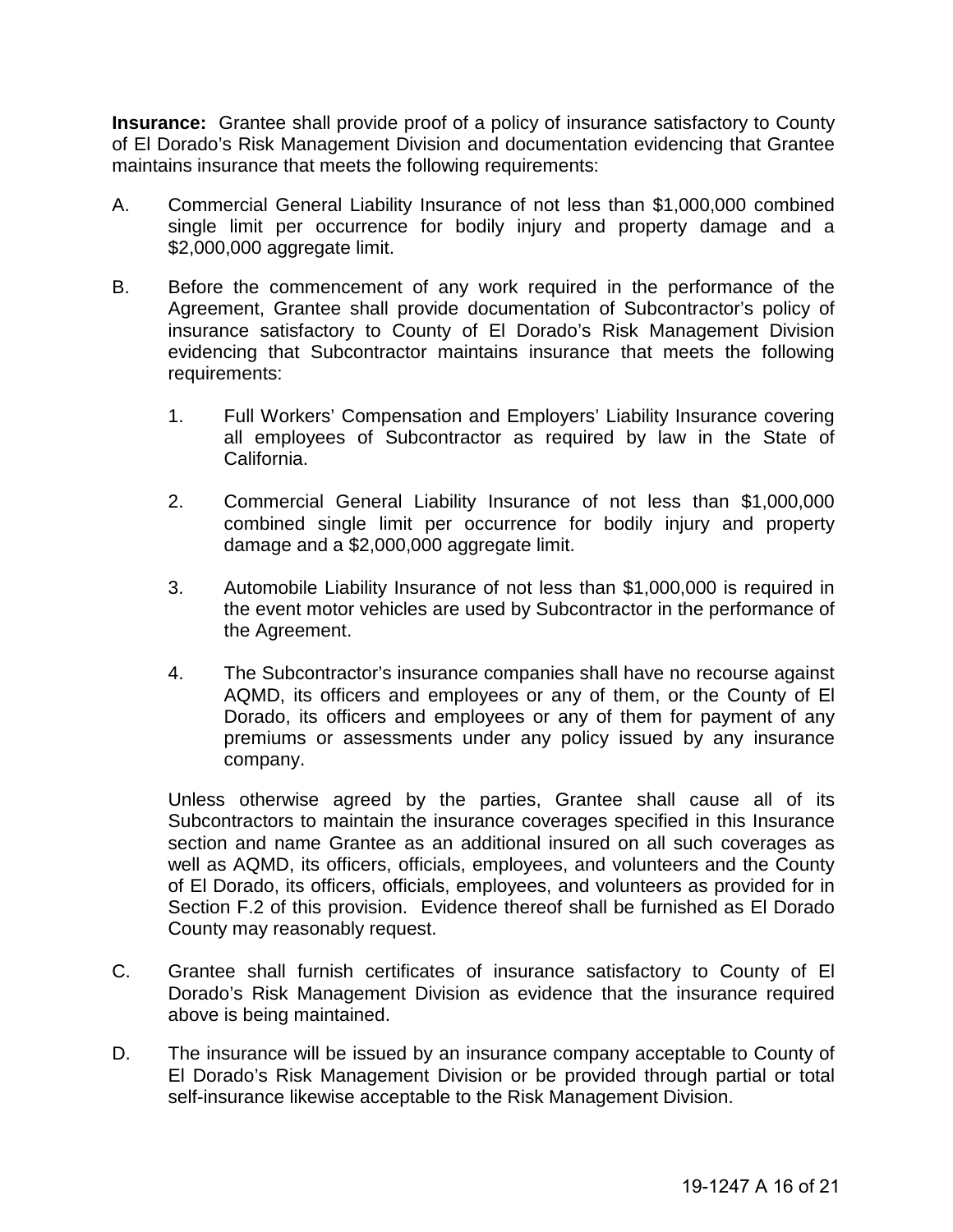**Insurance:** Grantee shall provide proof of a policy of insurance satisfactory to County of El Dorado's Risk Management Division and documentation evidencing that Grantee maintains insurance that meets the following requirements:

A. Commercial General Liability Insurance of not less than $1,000,000 combined single limit per occurrence for bodily injury and property damage and a $2,000,000 aggregate limit.

B. Before the commencement of any work required in the performance of the Agreement, Grantee shall provide documentation of Subcontractor's policy of insurance satisfactory to County of El Dorado's Risk Management Division evidencing that Subcontractor maintains insurance that meets the following requirements:

   1. Full Workers' Compensation and Employers' Liability Insurance covering all employees of Subcontractor as required by law in the State of California.

   2. Commercial General Liability Insurance of not less than $1,000,000 combined single limit per occurrence for bodily injury and property damage and a $2,000,000 aggregate limit.

   3. Automobile Liability Insurance of not less than $1,000,000 is required in the event motor vehicles are used by Subcontractor in the performance of the Agreement.

   4. The Subcontractor's insurance companies shall have no recourse against AQMD, its officers and employees or any of them, or the County of El Dorado, its officers and employees or any of them for payment of any premiums or assessments under any policy issued by any insurance company.

   Unless otherwise agreed by the parties, Grantee shall cause all of its Subcontractors to maintain the insurance coverages specified in this Insurance section and name Grantee as an additional insured on all such coverages as well as AQMD, its officers, officials, employees, and volunteers and the County of El Dorado, its officers, officials, employees, and volunteers as provided for in Section F.2 of this provision. Evidence thereof shall be furnished as El Dorado County may reasonably request.

C. Grantee shall furnish certificates of insurance satisfactory to County of El Dorado's Risk Management Division as evidence that the insurance required above is being maintained.

D. The insurance will be issued by an insurance company acceptable to County of El Dorado's Risk Management Division or be provided through partial or total self-insurance likewise acceptable to the Risk Management Division.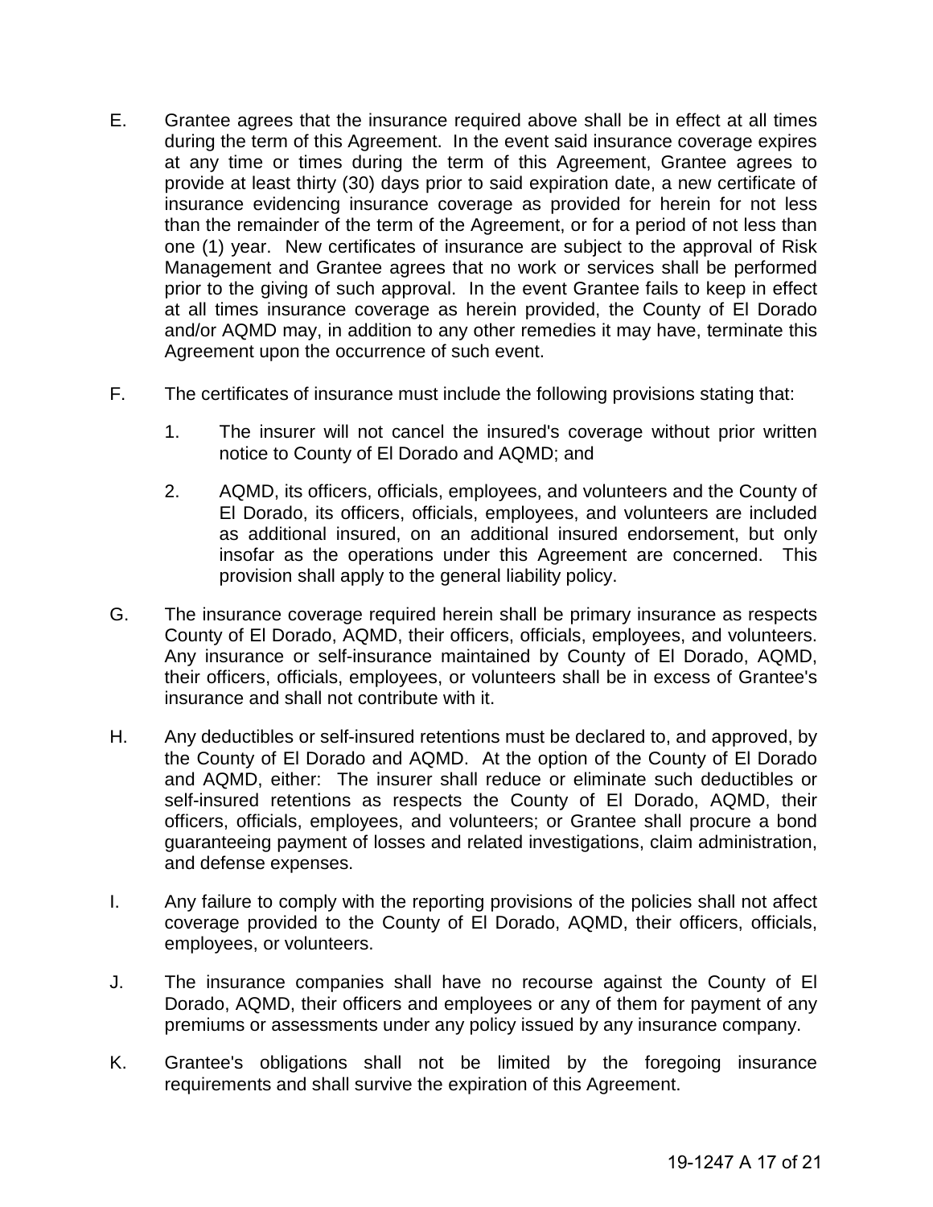E. Grantee agrees that the insurance required above shall be in effect at all times during the term of this Agreement. In the event said insurance coverage expires at any time or times during the term of this Agreement, Grantee agrees to provide at least thirty (30) days prior to said expiration date, a new certificate of insurance evidencing insurance coverage as provided for herein for not less than the remainder of the term of the Agreement, or for a period of not less than one (1) year. New certificates of insurance are subject to the approval of Risk Management and Grantee agrees that no work or services shall be performed prior to the giving of such approval. In the event Grantee fails to keep in effect at all times insurance coverage as herein provided, the County of El Dorado and/or AQMD may, in addition to any other remedies it may have, terminate this Agreement upon the occurrence of such event.

F. The certificates of insurance must include the following provisions stating that:

   1. The insurer will not cancel the insured's coverage without prior written notice to County of El Dorado and AQMD; and

   2. AQMD, its officers, officials, employees, and volunteers and the County of El Dorado, its officers, officials, employees, and volunteers are included as additional insured, on an additional insured endorsement, but only insofar as the operations under this Agreement are concerned. This provision shall apply to the general liability policy.

G. The insurance coverage required herein shall be primary insurance as respects County of El Dorado, AQMD, their officers, officials, employees, and volunteers. Any insurance or self-insurance maintained by County of El Dorado, AQMD, their officers, officials, employees, or volunteers shall be in excess of Grantee's insurance and shall not contribute with it.

H. Any deductibles or self-insured retentions must be declared to, and approved, by the County of El Dorado and AQMD. At the option of the County of El Dorado and AQMD, either: The insurer shall reduce or eliminate such deductibles or self-insured retentions as respects the County of El Dorado, AQMD, their officers, officials, employees, and volunteers; or Grantee shall procure a bond guaranteeing payment of losses and related investigations, claim administration, and defense expenses.

I. Any failure to comply with the reporting provisions of the policies shall not affect coverage provided to the County of El Dorado, AQMD, their officers, officials, employees, or volunteers.

J. The insurance companies shall have no recourse against the County of El Dorado, AQMD, their officers and employees or any of them for payment of any premiums or assessments under any policy issued by any insurance company.

K. Grantee's obligations shall not be limited by the foregoing insurance requirements and shall survive the expiration of this Agreement.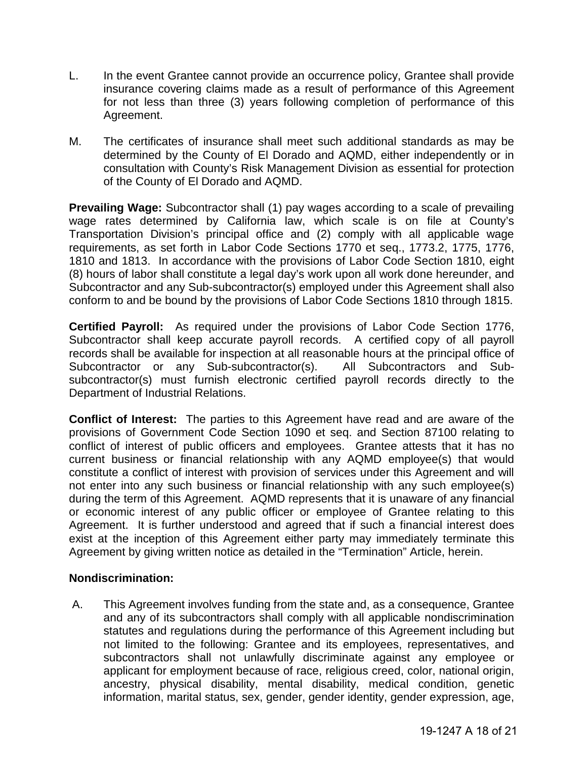L. In the event Grantee cannot provide an occurrence policy, Grantee shall provide insurance covering claims made as a result of performance of this Agreement for not less than three (3) years following completion of performance of this Agreement.

M. The certificates of insurance shall meet such additional standards as may be determined by the County of El Dorado and AQMD, either independently or in consultation with County's Risk Management Division as essential for protection of the County of El Dorado and AQMD.

**Prevailing Wage:** Subcontractor shall (1) pay wages according to a scale of prevailing wage rates determined by California law, which scale is on file at County's Transportation Division's principal office and (2) comply with all applicable wage requirements, as set forth in Labor Code Sections 1770 et seq., 1773.2, 1775, 1776, 1810 and 1813. In accordance with the provisions of Labor Code Section 1810, eight (8) hours of labor shall constitute a legal day's work upon all work done hereunder, and Subcontractor and any Sub-subcontractor(s) employed under this Agreement shall also conform to and be bound by the provisions of Labor Code Sections 1810 through 1815.

**Certified Payroll:** As required under the provisions of Labor Code Section 1776, Subcontractor shall keep accurate payroll records. A certified copy of all payroll records shall be available for inspection at all reasonable hours at the principal office of Subcontractor or any Sub-subcontractor(s). All Subcontractors and Sub-subcontractor(s) must furnish electronic certified payroll records directly to the Department of Industrial Relations.

**Conflict of Interest:** The parties to this Agreement have read and are aware of the provisions of Government Code Section 1090 et seq. and Section 87100 relating to conflict of interest of public officers and employees. Grantee attests that it has no current business or financial relationship with any AQMD employee(s) that would constitute a conflict of interest with provision of services under this Agreement and will not enter into any such business or financial relationship with any such employee(s) during the term of this Agreement. AQMD represents that it is unaware of any financial or economic interest of any public officer or employee of Grantee relating to this Agreement. It is further understood and agreed that if such a financial interest does exist at the inception of this Agreement either party may immediately terminate this Agreement by giving written notice as detailed in the "Termination" Article, herein.

**Nondiscrimination:**

A. This Agreement involves funding from the state and, as a consequence, Grantee and any of its subcontractors shall comply with all applicable nondiscrimination statutes and regulations during the performance of this Agreement including but not limited to the following: Grantee and its employees, representatives, and subcontractors shall not unlawfully discriminate against any employee or applicant for employment because of race, religious creed, color, national origin, ancestry, physical disability, mental disability, medical condition, genetic information, marital status, sex, gender, gender identity, gender expression, age,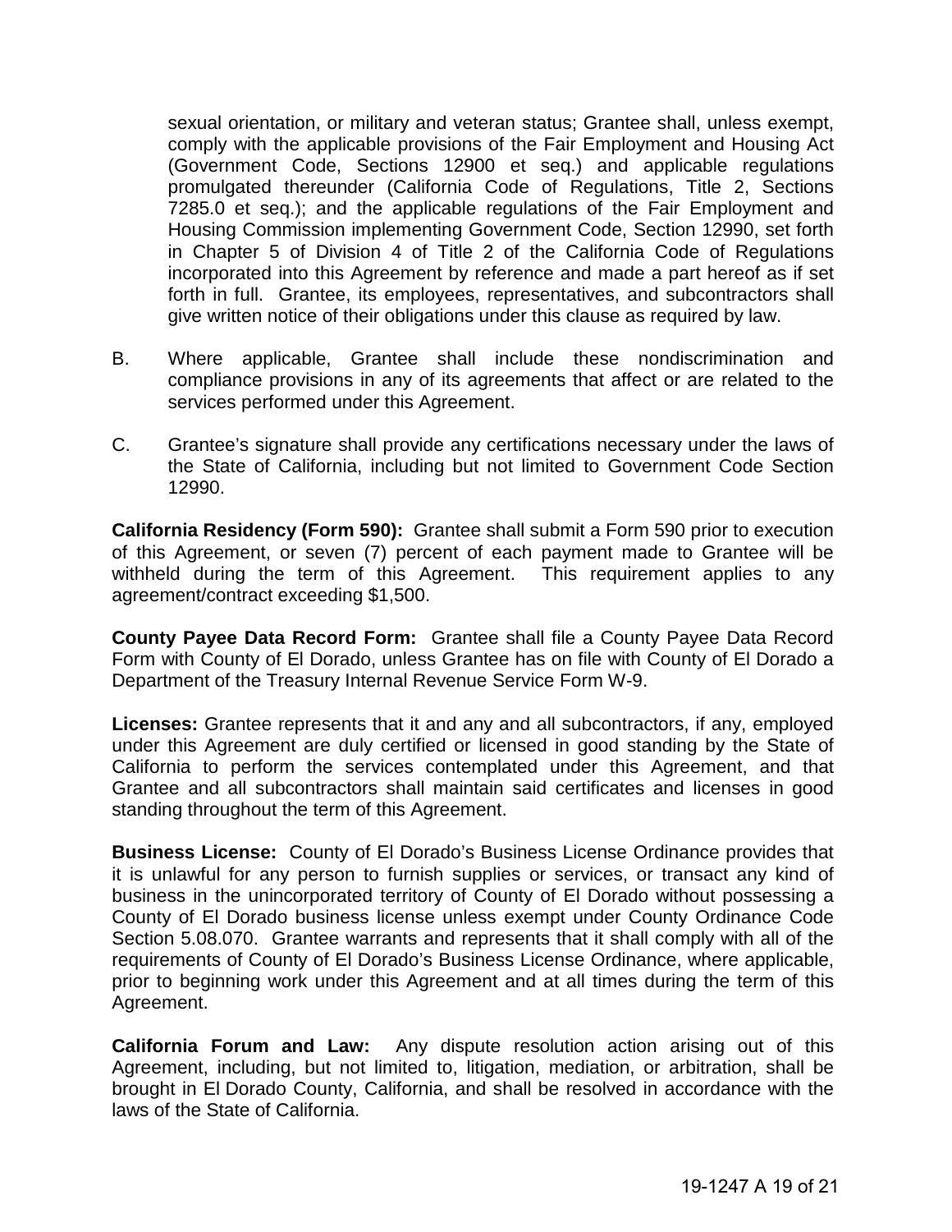sexual orientation, or military and veteran status; Grantee shall, unless exempt, comply with the applicable provisions of the Fair Employment and Housing Act (Government Code, Sections 12900 et seq.) and applicable regulations promulgated thereunder (California Code of Regulations, Title 2, Sections 7285.0 et seq.); and the applicable regulations of the Fair Employment and Housing Commission implementing Government Code, Section 12990, set forth in Chapter 5 of Division 4 of Title 2 of the California Code of Regulations incorporated into this Agreement by reference and made a part hereof as if set forth in full. Grantee, its employees, representatives, and subcontractors shall give written notice of their obligations under this clause as required by law.

B. Where applicable, Grantee shall include these nondiscrimination and compliance provisions in any of its agreements that affect or are related to the services performed under this Agreement.

C. Grantee's signature shall provide any certifications necessary under the laws of the State of California, including but not limited to Government Code Section 12990.

**California Residency (Form 590):** Grantee shall submit a Form 590 prior to execution of this Agreement, or seven (7) percent of each payment made to Grantee will be withheld during the term of this Agreement. This requirement applies to any agreement/contract exceeding $1,500.

**County Payee Data Record Form:** Grantee shall file a County Payee Data Record Form with County of El Dorado, unless Grantee has on file with County of El Dorado a Department of the Treasury Internal Revenue Service Form W-9.

**Licenses:** Grantee represents that it and any and all subcontractors, if any, employed under this Agreement are duly certified or licensed in good standing by the State of California to perform the services contemplated under this Agreement, and that Grantee and all subcontractors shall maintain said certificates and licenses in good standing throughout the term of this Agreement.

**Business License:** County of El Dorado's Business License Ordinance provides that it is unlawful for any person to furnish supplies or services, or transact any kind of business in the unincorporated territory of County of El Dorado without possessing a County of El Dorado business license unless exempt under County Ordinance Code Section 5.08.070. Grantee warrants and represents that it shall comply with all of the requirements of County of El Dorado's Business License Ordinance, where applicable, prior to beginning work under this Agreement and at all times during the term of this Agreement.

**California Forum and Law:** Any dispute resolution action arising out of this Agreement, including, but not limited to, litigation, mediation, or arbitration, shall be brought in El Dorado County, California, and shall be resolved in accordance with the laws of the State of California.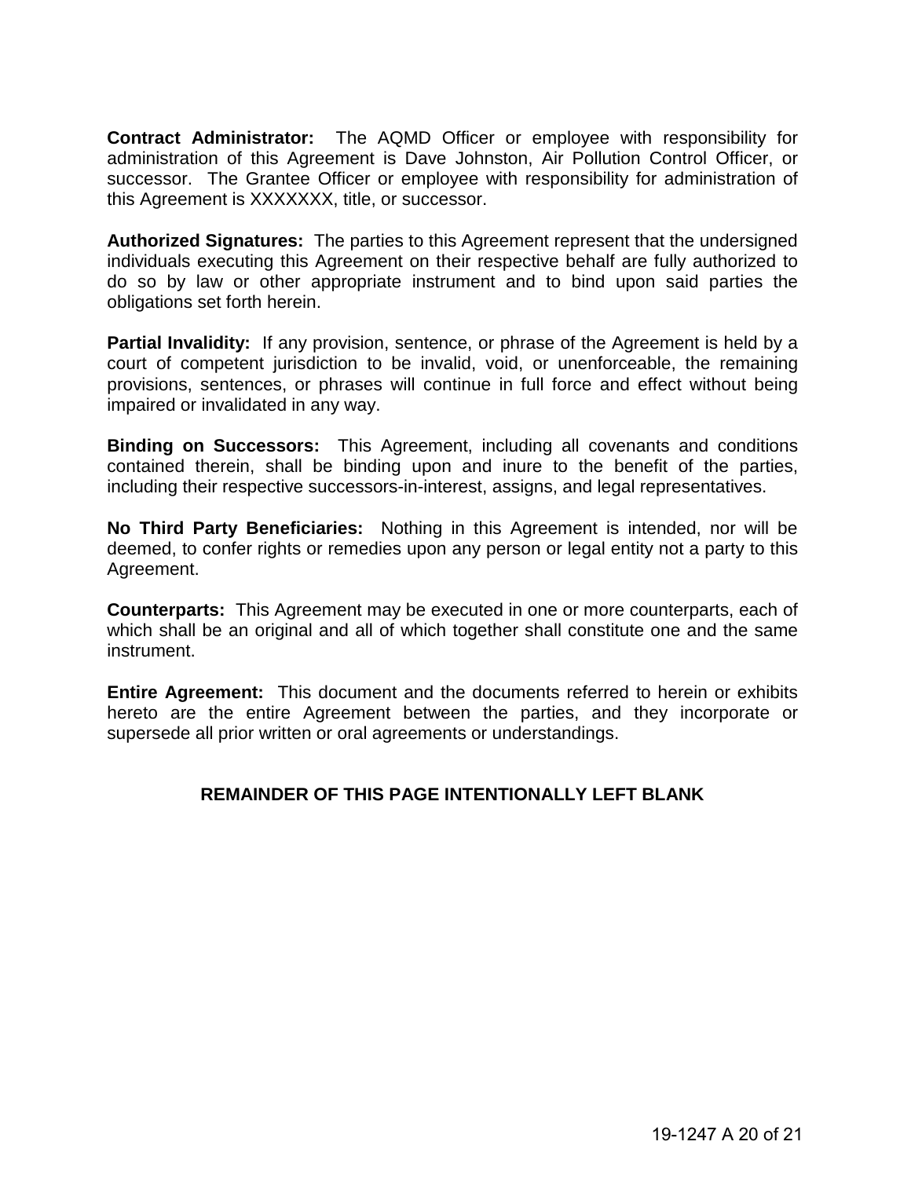**Contract Administrator:** The AQMD Officer or employee with responsibility for administration of this Agreement is Dave Johnston, Air Pollution Control Officer, or successor. The Grantee Officer or employee with responsibility for administration of this Agreement is XXXXXXX, title, or successor.

**Authorized Signatures:** The parties to this Agreement represent that the undersigned individuals executing this Agreement on their respective behalf are fully authorized to do so by law or other appropriate instrument and to bind upon said parties the obligations set forth herein.

**Partial Invalidity:** If any provision, sentence, or phrase of the Agreement is held by a court of competent jurisdiction to be invalid, void, or unenforceable, the remaining provisions, sentences, or phrases will continue in full force and effect without being impaired or invalidated in any way.

**Binding on Successors:** This Agreement, including all covenants and conditions contained therein, shall be binding upon and inure to the benefit of the parties, including their respective successors-in-interest, assigns, and legal representatives.

**No Third Party Beneficiaries:** Nothing in this Agreement is intended, nor will be deemed, to confer rights or remedies upon any person or legal entity not a party to this Agreement.

**Counterparts:** This Agreement may be executed in one or more counterparts, each of which shall be an original and all of which together shall constitute one and the same instrument.

**Entire Agreement:** This document and the documents referred to herein or exhibits hereto are the entire Agreement between the parties, and they incorporate or supersede all prior written or oral agreements or understandings.

**REMAINDER OF THIS PAGE INTENTIONALLY LEFT BLANK**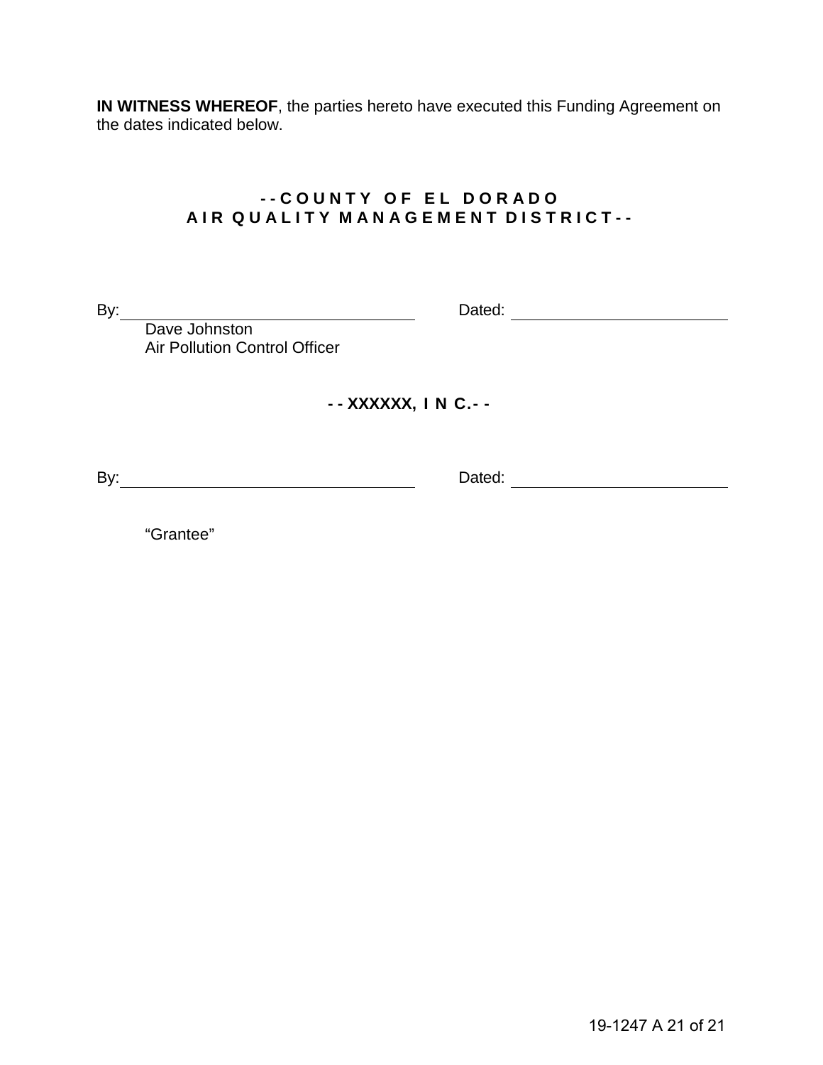**IN WITNESS WHEREOF**, the parties hereto have executed this Funding Agreement on the dates indicated below.

**- - C O U N T Y O F E L D O R A D O**
**A I R Q U A L I T Y M A N A G E M E N T D I S T R I C T - -**

By: ______________________________ Dated: ______________________

Dave Johnston
Air Pollution Control Officer

**- - XXXXXX, I N C.- -**

By: ______________________________ Dated: ______________________

"Grantee"